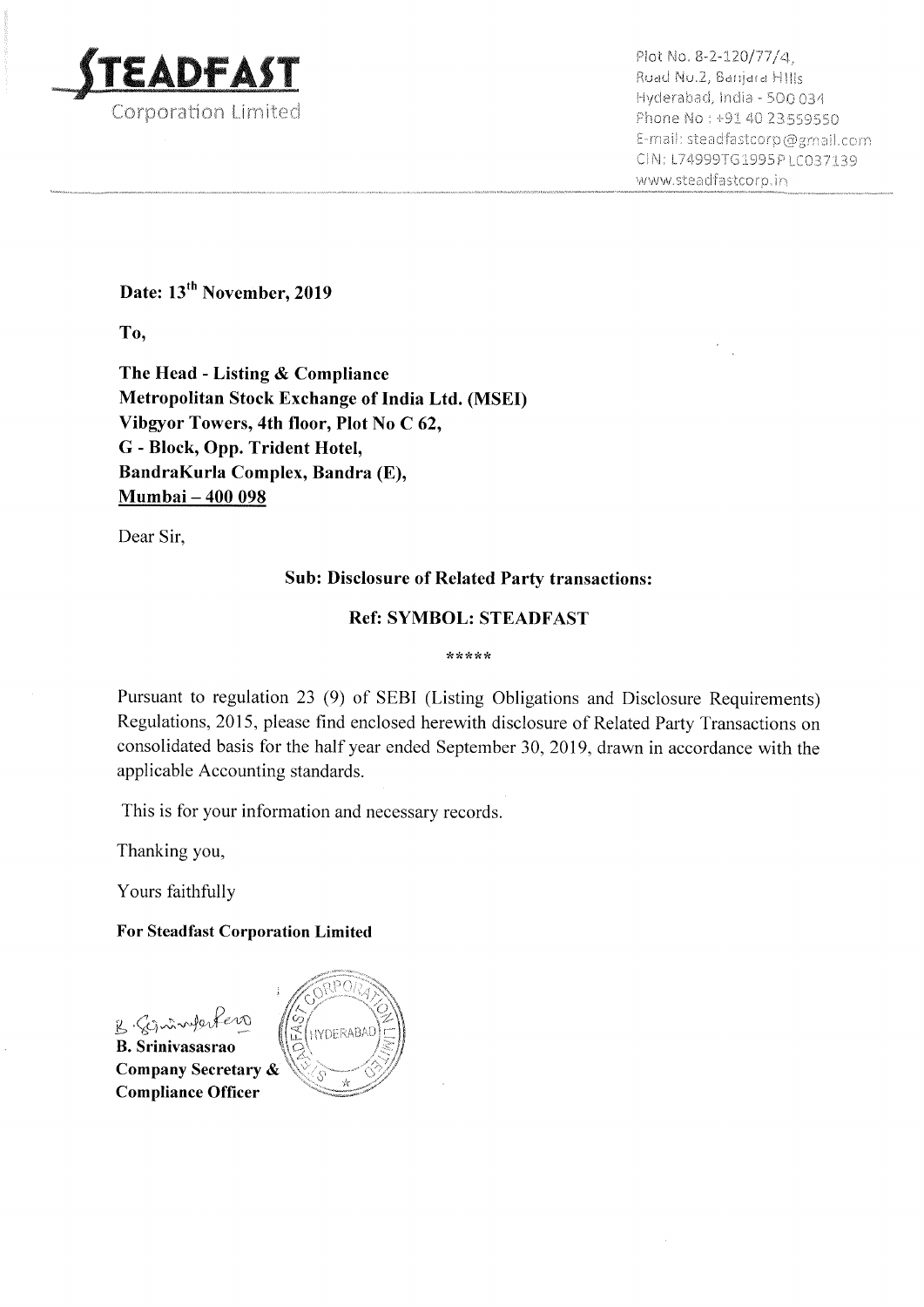**STEADFAST**
Corporation Limited

Plot No. 8-2-120/77/4,
Road No.2, Banjara Hills
Hyderabad, India - 500 034
Phone No : +91 40 23559550
E-mail: steadfastcorp@gmail.com
CIN: L74999TG1995PLC037139
www.steadfastcorp.in

**Date: 13th November, 2019**

**To,**

**The Head - Listing & Compliance**
**Metropolitan Stock Exchange of India Ltd. (MSEI)**
**Vibgyor Towers, 4th floor, Plot No C 62,**
**G - Block, Opp. Trident Hotel,**
**BandraKurla Complex, Bandra (E),**
**Mumbai – 400 098**

Dear Sir,

**Sub: Disclosure of Related Party transactions:**

**Ref: SYMBOL: STEADFAST**

*****

Pursuant to regulation 23 (9) of SEBI (Listing Obligations and Disclosure Requirements) Regulations, 2015, please find enclosed herewith disclosure of Related Party Transactions on consolidated basis for the half year ended September 30, 2019, drawn in accordance with the applicable Accounting standards.

This is for your information and necessary records.

Thanking you,

Yours faithfully

**For Steadfast Corporation Limited**

**B. Srinivasasrao**
**Company Secretary &**
**Compliance Officer**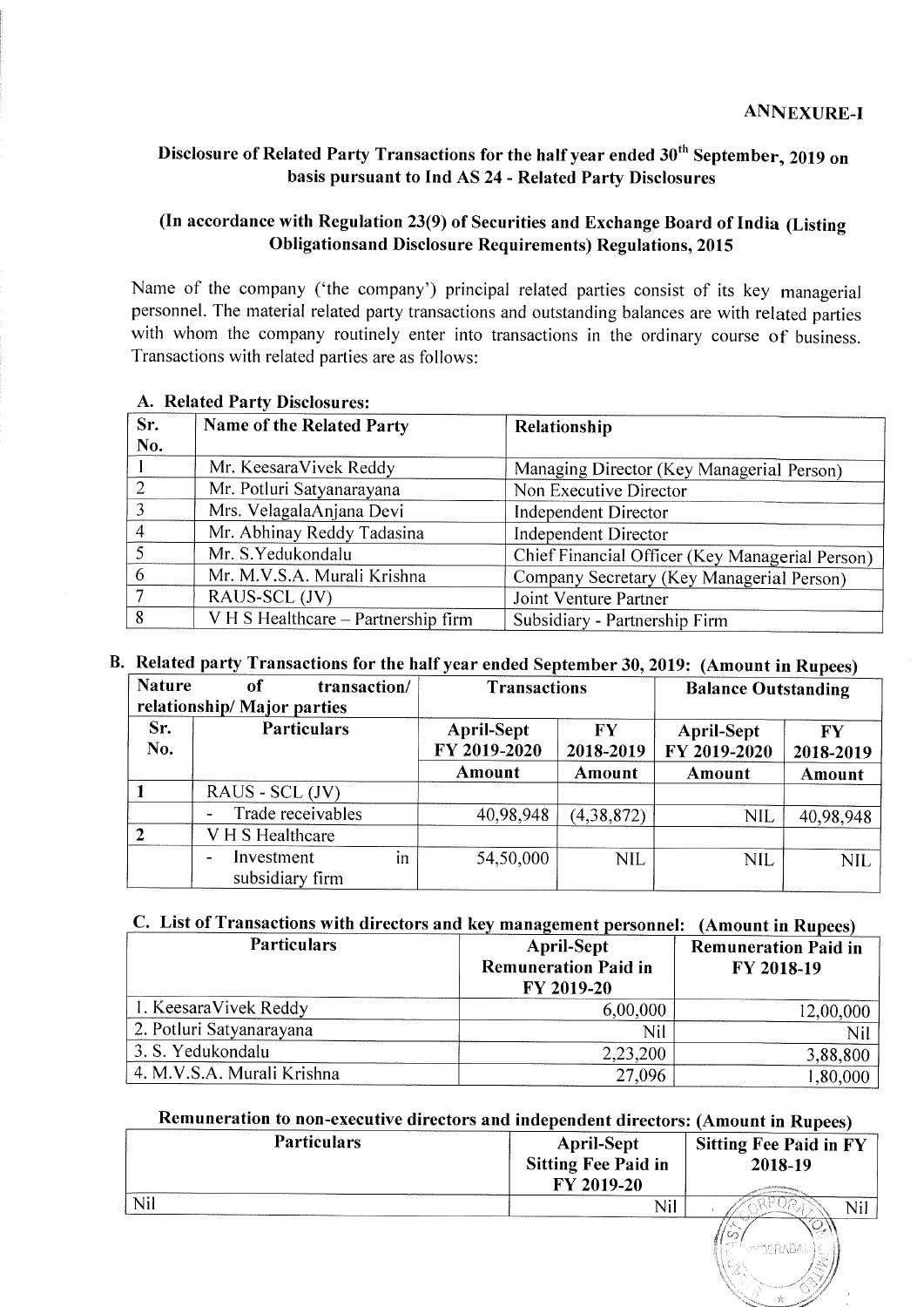**ANNEXURE-I**

## Disclosure of Related Party Transactions for the half year ended 30th September, 2019 on basis pursuant to Ind AS 24 - Related Party Disclosures

## (In accordance with Regulation 23(9) of Securities and Exchange Board of India (Listing Obligationsand Disclosure Requirements) Regulations, 2015

Name of the company ('the company') principal related parties consist of its key managerial personnel. The material related party transactions and outstanding balances are with related parties with whom the company routinely enter into transactions in the ordinary course of business. Transactions with related parties are as follows:

### A. Related Party Disclosures:

| Sr. No. | Name of the Related Party | Relationship |
|---|---|---|
| 1 | Mr. KeesaraVivek Reddy | Managing Director (Key Managerial Person) |
| 2 | Mr. Potluri Satyanarayana | Non Executive Director |
| 3 | Mrs. VelagalaAnjana Devi | Independent Director |
| 4 | Mr. Abhinay Reddy Tadasina | Independent Director |
| 5 | Mr. S.Yedukondalu | Chief Financial Officer (Key Managerial Person) |
| 6 | Mr. M.V.S.A. Murali Krishna | Company Secretary (Key Managerial Person) |
| 7 | RAUS-SCL (JV) | Joint Venture Partner |
| 8 | V H S Healthcare – Partnership firm | Subsidiary - Partnership Firm |

### B. Related party Transactions for the half year ended September 30, 2019: (Amount in Rupees)

| Nature of transaction/ relationship/ Major parties | | Transactions | | Balance Outstanding | |
|---|---|---|---|---|---|
| Sr. No. | Particulars | April-Sept FY 2019-2020 | FY 2018-2019 | April-Sept FY 2019-2020 | FY 2018-2019 |
| | | Amount | Amount | Amount | Amount |
| 1 | RAUS - SCL (JV) | | | | |
| | - Trade receivables | 40,98,948 | (4,38,872) | NIL | 40,98,948 |
| 2 | V H S Healthcare | | | | |
| | - Investment in subsidiary firm | 54,50,000 | NIL | NIL | NIL |

### C. List of Transactions with directors and key management personnel: (Amount in Rupees)

| Particulars | April-Sept Remuneration Paid in FY 2019-20 | Remuneration Paid in FY 2018-19 |
|---|---|---|
| 1. KeesaraVivek Reddy | 6,00,000 | 12,00,000 |
| 2. Potluri Satyanarayana | Nil | Nil |
| 3. S. Yedukondalu | 2,23,200 | 3,88,800 |
| 4. M.V.S.A. Murali Krishna | 27,096 | 1,80,000 |

### Remuneration to non-executive directors and independent directors: (Amount in Rupees)

| Particulars | April-Sept Sitting Fee Paid in FY 2019-20 | Sitting Fee Paid in FY 2018-19 |
|---|---|---|
| Nil | Nil | Nil |